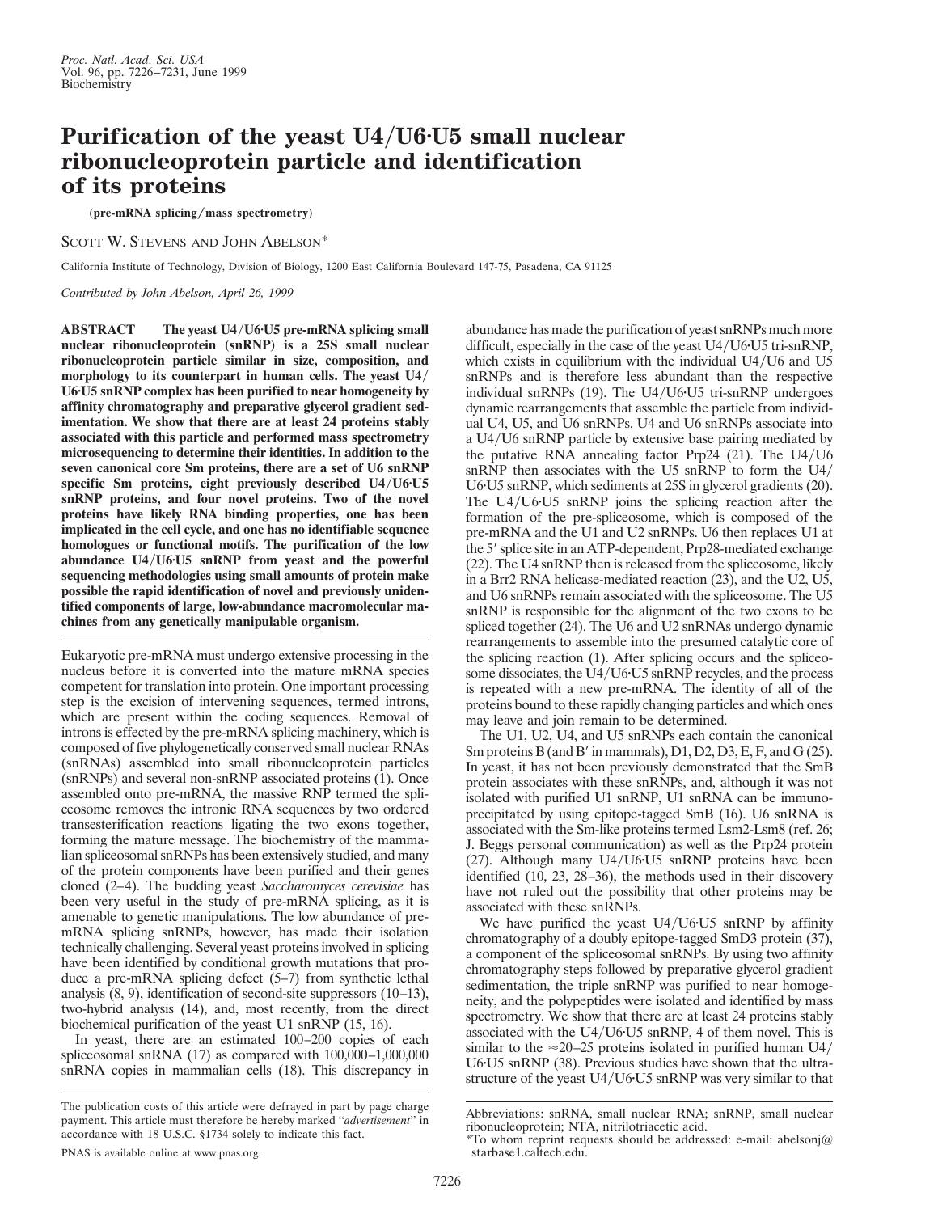# Purification of the yeast U4/U6·U5 small nuclear ribonucleoprotein particle and identification of its proteins

**(pre-mRNA splicing/mass spectrometry)**

SCOTT W. STEVENS AND JOHN ABELSON*

California Institute of Technology, Division of Biology, 1200 East California Boulevard 147-75, Pasadena, CA 91125

*Contributed by John Abelson, April 26, 1999*

**ABSTRACT The yeast U4/U6·U5 pre-mRNA splicing small nuclear ribonucleoprotein (snRNP) is a 25S small nuclear ribonucleoprotein particle similar in size, composition, and morphology to its counterpart in human cells. The yeast U4/U6·U5 snRNP complex has been purified to near homogeneity by affinity chromatography and preparative glycerol gradient sedimentation. We show that there are at least 24 proteins stably associated with this particle and performed mass spectrometry microsequencing to determine their identities. In addition to the seven canonical core Sm proteins, there are a set of U6 snRNP specific Sm proteins, eight previously described U4/U6·U5 snRNP proteins, and four novel proteins. Two of the novel proteins have likely RNA binding properties, one has been implicated in the cell cycle, and one has no identifiable sequence homologues or functional motifs. The purification of the low abundance U4/U6·U5 snRNP from yeast and the powerful sequencing methodologies using small amounts of protein make possible the rapid identification of novel and previously unidentified components of large, low-abundance macromolecular machines from any genetically manipulable organism.**

Eukaryotic pre-mRNA must undergo extensive processing in the nucleus before it is converted into the mature mRNA species competent for translation into protein. One important processing step is the excision of intervening sequences, termed introns, which are present within the coding sequences. Removal of introns is effected by the pre-mRNA splicing machinery, which is composed of five phylogenetically conserved small nuclear RNAs (snRNAs) assembled into small ribonucleoprotein particles (snRNPs) and several non-snRNP associated proteins (1). Once assembled onto pre-mRNA, the massive RNP termed the spliceosome removes the intronic RNA sequences by two ordered transesterification reactions ligating the two exons together, forming the mature message. The biochemistry of the mammalian spliceosomal snRNPs has been extensively studied, and many of the protein components have been purified and their genes cloned (2–4). The budding yeast *Saccharomyces cerevisiae* has been very useful in the study of pre-mRNA splicing, as it is amenable to genetic manipulations. The low abundance of pre-mRNA splicing snRNPs, however, has made their isolation technically challenging. Several yeast proteins involved in splicing have been identified by conditional growth mutations that produce a pre-mRNA splicing defect (5–7) from synthetic lethal analysis (8, 9), identification of second-site suppressors (10–13), two-hybrid analysis (14), and, most recently, from the direct biochemical purification of the yeast U1 snRNP (15, 16).

In yeast, there are an estimated 100–200 copies of each spliceosomal snRNA (17) as compared with 100,000–1,000,000 snRNA copies in mammalian cells (18). This discrepancy in abundance has made the purification of yeast snRNPs much more difficult, especially in the case of the yeast U4/U6·U5 tri-snRNP, which exists in equilibrium with the individual U4/U6 and U5 snRNPs and is therefore less abundant than the respective individual snRNPs (19). The U4/U6·U5 tri-snRNP undergoes dynamic rearrangements that assemble the particle from individual U4, U5, and U6 snRNPs. U4 and U6 snRNPs associate into a U4/U6 snRNP particle by extensive base pairing mediated by the putative RNA annealing factor Prp24 (21). The U4/U6 snRNP then associates with the U5 snRNP to form the U4/U6·U5 snRNP, which sediments at 25S in glycerol gradients (20). The U4/U6·U5 snRNP joins the splicing reaction after the formation of the pre-spliceosome, which is composed of the pre-mRNA and the U1 and U2 snRNPs. U6 then replaces U1 at the 5′ splice site in an ATP-dependent, Prp28-mediated exchange (22). The U4 snRNP then is released from the spliceosome, likely in a Brr2 RNA helicase-mediated reaction (23), and the U2, U5, and U6 snRNPs remain associated with the spliceosome. The U5 snRNP is responsible for the alignment of the two exons to be spliced together (24). The U6 and U2 snRNAs undergo dynamic rearrangements to assemble into the presumed catalytic core of the splicing reaction (1). After splicing occurs and the spliceosome dissociates, the U4/U6·U5 snRNP recycles, and the process is repeated with a new pre-mRNA. The identity of all of the proteins bound to these rapidly changing particles and which ones may leave and join remain to be determined.

The U1, U2, U4, and U5 snRNPs each contain the canonical Sm proteins B (and B′ in mammals), D1, D2, D3, E, F, and G (25). In yeast, it has not been previously demonstrated that the SmB protein associates with these snRNPs, and, although it was not isolated with purified U1 snRNP, U1 snRNA can be immunoprecipitated by using epitope-tagged SmB (16). U6 snRNA is associated with the Sm-like proteins termed Lsm2-Lsm8 (ref. 26; J. Beggs personal communication) as well as the Prp24 protein (27). Although many U4/U6·U5 snRNP proteins have been identified (10, 23, 28–36), the methods used in their discovery have not ruled out the possibility that other proteins may be associated with these snRNPs.

We have purified the yeast U4/U6·U5 snRNP by affinity chromatography of a doubly epitope-tagged SmD3 protein (37), a component of the spliceosomal snRNPs. By using two affinity chromatography steps followed by preparative glycerol gradient sedimentation, the triple snRNP was purified to near homogeneity, and the polypeptides were isolated and identified by mass spectrometry. We show that there are at least 24 proteins stably associated with the U4/U6·U5 snRNP, 4 of them novel. This is similar to the ≈20–25 proteins isolated in purified human U4/U6·U5 snRNP (38). Previous studies have shown that the ultrastructure of the yeast U4/U6·U5 snRNP was very similar to that

The publication costs of this article were defrayed in part by page charge payment. This article must therefore be hereby marked "*advertisement*" in accordance with 18 U.S.C. §1734 solely to indicate this fact.

PNAS is available online at www.pnas.org.

Abbreviations: snRNA, small nuclear RNA; snRNP, small nuclear ribonucleoprotein; NTA, nitrilotriacetic acid.

*To whom reprint requests should be addressed: e-mail: abelsonj@starbase1.caltech.edu.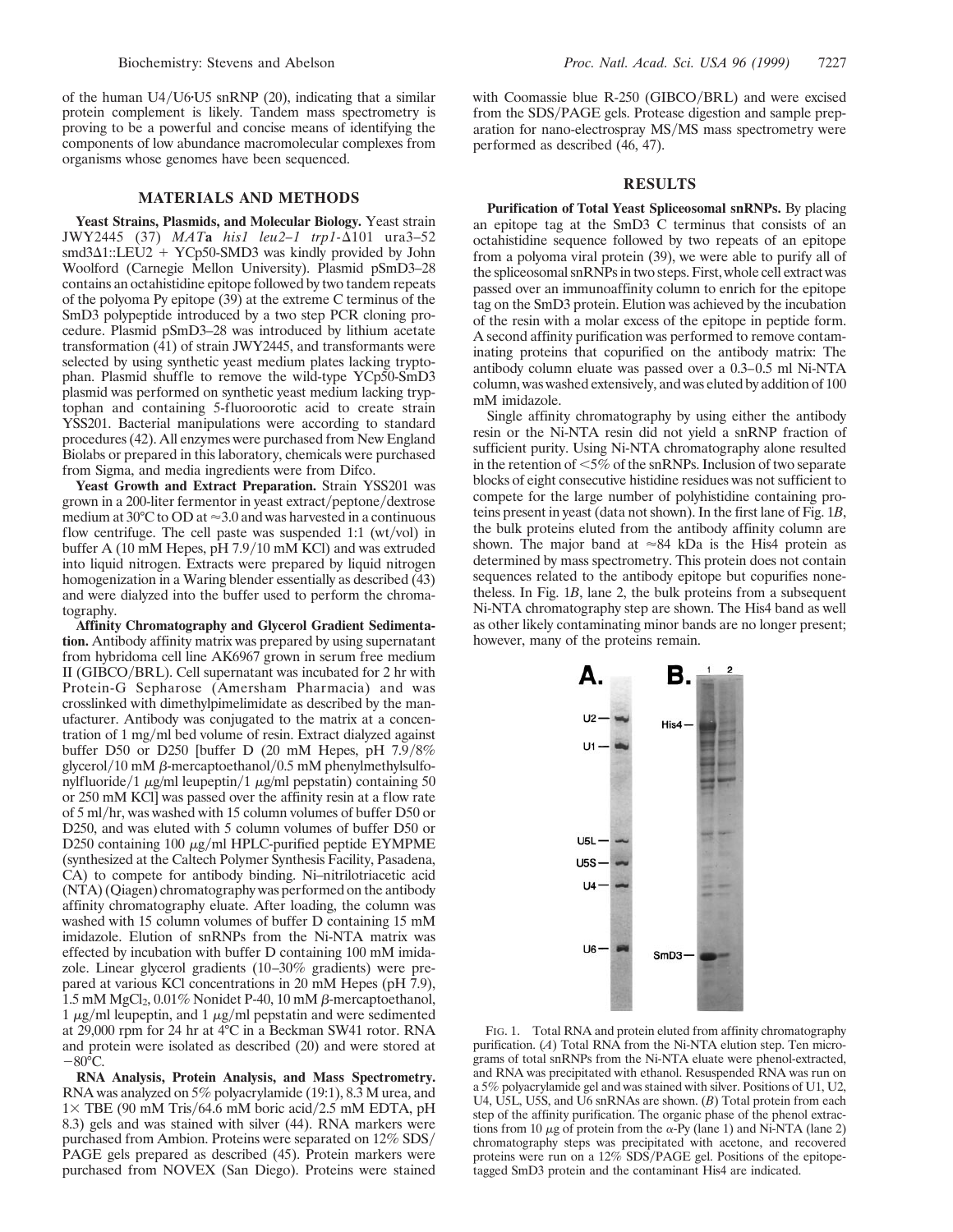of the human U4/U6·U5 snRNP (20), indicating that a similar protein complement is likely. Tandem mass spectrometry is proving to be a powerful and concise means of identifying the components of low abundance macromolecular complexes from organisms whose genomes have been sequenced.

## MATERIALS AND METHODS

**Yeast Strains, Plasmids, and Molecular Biology.** Yeast strain JWY2445 (37) *MAT***a** *his1 leu2–1 trp1-Δ101* ura3–52 smd3Δ1::LEU2 + YCp50-SMD3 was kindly provided by John Woolford (Carnegie Mellon University). Plasmid pSmD3–28 contains an octahistidine epitope followed by two tandem repeats of the polyoma Py epitope (39) at the extreme C terminus of the SmD3 polypeptide introduced by a two step PCR cloning procedure. Plasmid pSmD3–28 was introduced by lithium acetate transformation (41) of strain JWY2445, and transformants were selected by using synthetic yeast medium plates lacking tryptophan. Plasmid shuffle to remove the wild-type YCp50-SmD3 plasmid was performed on synthetic yeast medium lacking tryptophan and containing 5-fluoroorotic acid to create strain YSS201. Bacterial manipulations were according to standard procedures (42). All enzymes were purchased from New England Biolabs or prepared in this laboratory, chemicals were purchased from Sigma, and media ingredients were from Difco.

**Yeast Growth and Extract Preparation.** Strain YSS201 was grown in a 200-liter fermentor in yeast extract/peptone/dextrose medium at 30°C to OD at ≈3.0 and was harvested in a continuous flow centrifuge. The cell paste was suspended 1:1 (wt/vol) in buffer A (10 mM Hepes, pH 7.9/10 mM KCl) and was extruded into liquid nitrogen. Extracts were prepared by liquid nitrogen homogenization in a Waring blender essentially as described (43) and were dialyzed into the buffer used to perform the chromatography.

**Affinity Chromatography and Glycerol Gradient Sedimentation.** Antibody affinity matrix was prepared by using supernatant from hybridoma cell line AK6967 grown in serum free medium II (GIBCO/BRL). Cell supernatant was incubated for 2 hr with Protein-G Sepharose (Amersham Pharmacia) and was crosslinked with dimethylpimelimidate as described by the manufacturer. Antibody was conjugated to the matrix at a concentration of 1 mg/ml bed volume of resin. Extract dialyzed against buffer D50 or D250 [buffer D (20 mM Hepes, pH 7.9/8% glycerol/10 mM β-mercaptoethanol/0.5 mM phenylmethylsulfonylfluoride/1 μg/ml leupeptin/1 μg/ml pepstatin) containing 50 or 250 mM KCl] was passed over the affinity resin at a flow rate of 5 ml/hr, was washed with 15 column volumes of buffer D50 or D250, and was eluted with 5 column volumes of buffer D50 or D250 containing 100 μg/ml HPLC-purified peptide EYMPME (synthesized at the Caltech Polymer Synthesis Facility, Pasadena, CA) to compete for antibody binding. Ni–nitrilotriacetic acid (NTA) (Qiagen) chromatography was performed on the antibody affinity chromatography eluate. After loading, the column was washed with 15 column volumes of buffer D containing 15 mM imidazole. Elution of snRNPs from the Ni-NTA matrix was effected by incubation with buffer D containing 100 mM imidazole. Linear glycerol gradients (10–30% gradients) were prepared at various KCl concentrations in 20 mM Hepes (pH 7.9), 1.5 mM $MgCl_2$, 0.01% Nonidet P-40, 10 mM β-mercaptoethanol, 1 μg/ml leupeptin, and 1 μg/ml pepstatin and were sedimented at 29,000 rpm for 24 hr at 4°C in a Beckman SW41 rotor. RNA and protein were isolated as described (20) and were stored at −80°C.

**RNA Analysis, Protein Analysis, and Mass Spectrometry.** RNA was analyzed on 5% polyacrylamide (19:1), 8.3 M urea, and 1× TBE (90 mM Tris/64.6 mM boric acid/2.5 mM EDTA, pH 8.3) gels and was stained with silver (44). RNA markers were purchased from Ambion. Proteins were separated on 12% SDS/PAGE gels prepared as described (45). Protein markers were purchased from NOVEX (San Diego). Proteins were stained with Coomassie blue R-250 (GIBCO/BRL) and were excised from the SDS/PAGE gels. Protease digestion and sample preparation for nano-electrospray MS/MS mass spectrometry were performed as described (46, 47).

## RESULTS

**Purification of Total Yeast Spliceosomal snRNPs.** By placing an epitope tag at the SmD3 C terminus that consists of an octahistidine sequence followed by two repeats of an epitope from a polyoma viral protein (39), we were able to purify all of the spliceosomal snRNPs in two steps. First, whole cell extract was passed over an immunoaffinity column to enrich for the epitope tag on the SmD3 protein. Elution was achieved by the incubation of the resin with a molar excess of the epitope in peptide form. A second affinity purification was performed to remove contaminating proteins that copurified on the antibody matrix: The antibody column eluate was passed over a 0.3–0.5 ml Ni-NTA column, was washed extensively, and was eluted by addition of 100 mM imidazole.

Single affinity chromatography by using either the antibody resin or the Ni-NTA resin did not yield a snRNP fraction of sufficient purity. Using Ni-NTA chromatography alone resulted in the retention of <5% of the snRNPs. Inclusion of two separate blocks of eight consecutive histidine residues was not sufficient to compete for the large number of polyhistidine containing proteins present in yeast (data not shown). In the first lane of Fig. 1*B*, the bulk proteins eluted from the antibody affinity column are shown. The major band at ≈84 kDa is the His4 protein as determined by mass spectrometry. This protein does not contain sequences related to the antibody epitope but copurifies nonetheless. In Fig. 1*B*, lane 2, the bulk proteins from a subsequent Ni-NTA chromatography step are shown. The His4 band as well as other likely contaminating minor bands are no longer present; however, many of the proteins remain.

FIG. 1. Total RNA and protein eluted from affinity chromatography purification. (*A*) Total RNA from the Ni-NTA elution step. Ten micrograms of total snRNPs from the Ni-NTA eluate were phenol-extracted, and RNA was precipitated with ethanol. Resuspended RNA was run on a 5% polyacrylamide gel and was stained with silver. Positions of U1, U2, U4, U5L, U5S, and U6 snRNAs are shown. (*B*) Total protein from each step of the affinity purification. The organic phase of the phenol extractions from 10 μg of protein from the α-Py (lane 1) and Ni-NTA (lane 2) chromatography steps was precipitated with acetone, and recovered proteins were run on a 12% SDS/PAGE gel. Positions of the epitope-tagged SmD3 protein and the contaminant His4 are indicated.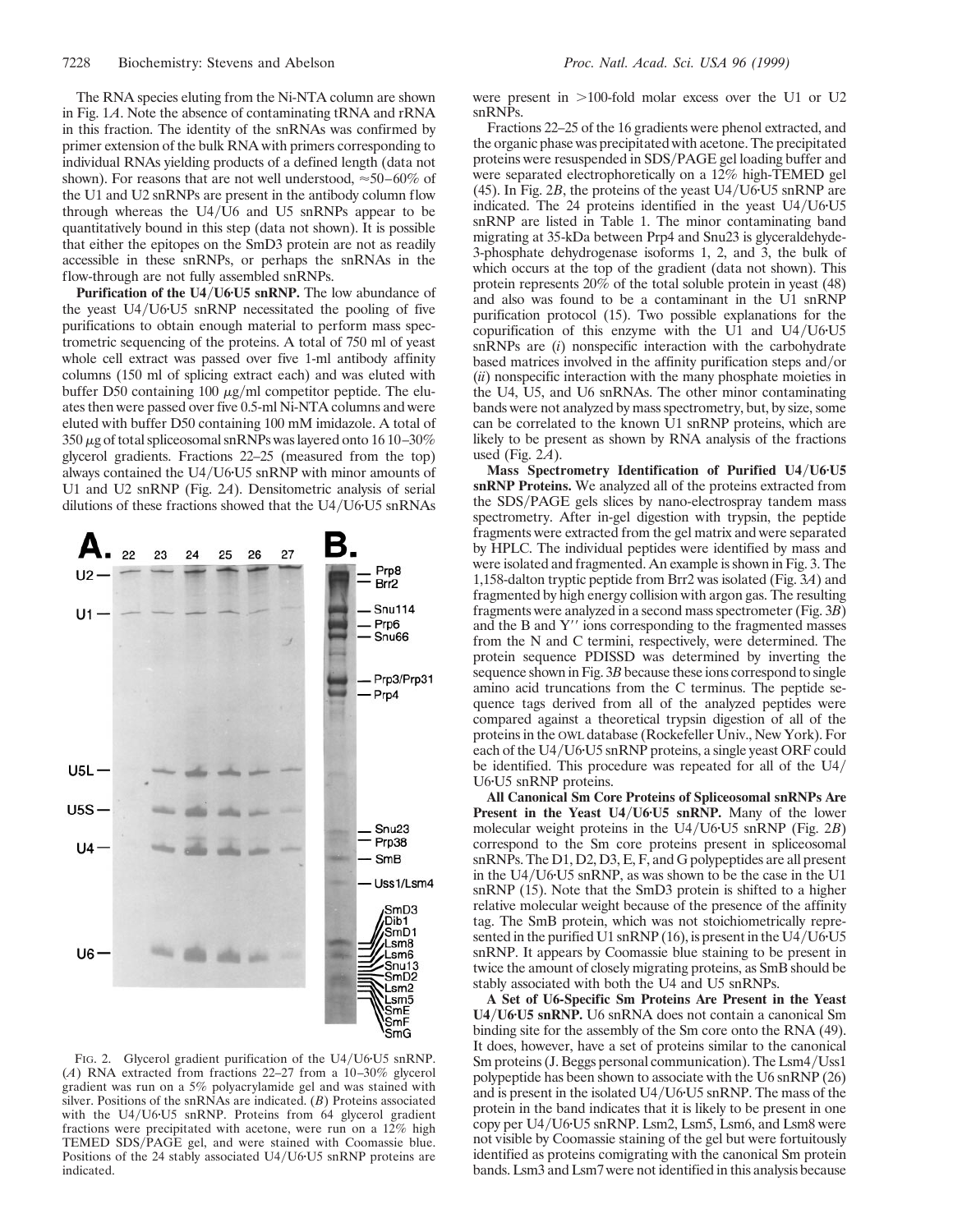The RNA species eluting from the Ni-NTA column are shown in Fig. 1*A*. Note the absence of contaminating tRNA and rRNA in this fraction. The identity of the snRNAs was confirmed by primer extension of the bulk RNA with primers corresponding to individual RNAs yielding products of a defined length (data not shown). For reasons that are not well understood, ≈50–60% of the U1 and U2 snRNPs are present in the antibody column flow through whereas the U4/U6 and U5 snRNPs appear to be quantitatively bound in this step (data not shown). It is possible that either the epitopes on the SmD3 protein are not as readily accessible in these snRNPs, or perhaps the snRNAs in the flow-through are not fully assembled snRNPs.

**Purification of the U4/U6·U5 snRNP.** The low abundance of the yeast U4/U6·U5 snRNP necessitated the pooling of five purifications to obtain enough material to perform mass spectrometric sequencing of the proteins. A total of 750 ml of yeast whole cell extract was passed over five 1-ml antibody affinity columns (150 ml of splicing extract each) and was eluted with buffer D50 containing 100 μg/ml competitor peptide. The eluates then were passed over five 0.5-ml Ni-NTA columns and were eluted with buffer D50 containing 100 mM imidazole. A total of 350 μg of total spliceosomal snRNPs was layered onto 16 10–30% glycerol gradients. Fractions 22–25 (measured from the top) always contained the U4/U6·U5 snRNP with minor amounts of U1 and U2 snRNP (Fig. 2*A*). Densitometric analysis of serial dilutions of these fractions showed that the U4/U6·U5 snRNAs were present in >100-fold molar excess over the U1 or U2 snRNPs.

Fig. 2. Glycerol gradient purification of the U4/U6·U5 snRNP. (*A*) RNA extracted from fractions 22–27 from a 10–30% glycerol gradient was run on a 5% polyacrylamide gel and was stained with silver. Positions of the snRNAs are indicated. (*B*) Proteins associated with the U4/U6·U5 snRNP. Proteins from 64 glycerol gradient fractions were precipitated with acetone, were run on a 12% high TEMED SDS/PAGE gel, and were stained with Coomassie blue. Positions of the 24 stably associated U4/U6·U5 snRNP proteins are indicated.

Fractions 22–25 of the 16 gradients were phenol extracted, and the organic phase was precipitated with acetone. The precipitated proteins were resuspended in SDS/PAGE gel loading buffer and were separated electrophoretically on a 12% high-TEMED gel (45). In Fig. 2*B*, the proteins of the yeast U4/U6·U5 snRNP are indicated. The 24 proteins identified in the yeast U4/U6·U5 snRNP are listed in Table 1. The minor contaminating band migrating at 35-kDa between Prp4 and Snu23 is glyceraldehyde-3-phosphate dehydrogenase isoforms 1, 2, and 3, the bulk of which occurs at the top of the gradient (data not shown). This protein represents 20% of the total soluble protein in yeast (48) and also was found to be a contaminant in the U1 snRNP purification protocol (15). Two possible explanations for the copurification of this enzyme with the U1 and U4/U6·U5 snRNPs are (*i*) nonspecific interaction with the carbohydrate based matrices involved in the affinity purification steps and/or (*ii*) nonspecific interaction with the many phosphate moieties in the U4, U5, and U6 snRNAs. The other minor contaminating bands were not analyzed by mass spectrometry, but, by size, some can be correlated to the known U1 snRNP proteins, which are likely to be present as shown by RNA analysis of the fractions used (Fig. 2*A*).

**Mass Spectrometry Identification of Purified U4/U6·U5 snRNP Proteins.** We analyzed all of the proteins extracted from the SDS/PAGE gels slices by nano-electrospray tandem mass spectrometry. After in-gel digestion with trypsin, the peptide fragments were extracted from the gel matrix and were separated by HPLC. The individual peptides were identified by mass and were isolated and fragmented. An example is shown in Fig. 3. The 1,158-dalton tryptic peptide from Brr2 was isolated (Fig. 3*A*) and fragmented by high energy collision with argon gas. The resulting fragments were analyzed in a second mass spectrometer (Fig. 3*B*) and the B and Y″ ions corresponding to the fragmented masses from the N and C termini, respectively, were determined. The protein sequence PDISSD was determined by inverting the sequence shown in Fig. 3*B* because these ions correspond to single amino acid truncations from the C terminus. The peptide sequence tags derived from all of the analyzed peptides were compared against a theoretical trypsin digestion of all of the proteins in the OWL database (Rockefeller Univ., New York). For each of the U4/U6·U5 snRNP proteins, a single yeast ORF could be identified. This procedure was repeated for all of the U4/U6·U5 snRNP proteins.

**All Canonical Sm Core Proteins of Spliceosomal snRNPs Are Present in the Yeast U4/U6·U5 snRNP.** Many of the lower molecular weight proteins in the U4/U6·U5 snRNP (Fig. 2*B*) correspond to the Sm core proteins present in spliceosomal snRNPs. The D1, D2, D3, E, F, and G polypeptides are all present in the U4/U6·U5 snRNP, as was shown to be the case in the U1 snRNP (15). Note that the SmD3 protein is shifted to a higher relative molecular weight because of the presence of the affinity tag. The SmB protein, which was not stoichiometrically represented in the purified U1 snRNP (16), is present in the U4/U6·U5 snRNP. It appears by Coomassie blue staining to be present in twice the amount of closely migrating proteins, as SmB should be stably associated with both the U4 and U5 snRNPs.

**A Set of U6-Specific Sm Proteins Are Present in the Yeast U4/U6·U5 snRNP.** U6 snRNA does not contain a canonical Sm binding site for the assembly of the Sm core onto the RNA (49). It does, however, have a set of proteins similar to the canonical Sm proteins (J. Beggs personal communication). The Lsm4/Uss1 polypeptide has been shown to associate with the U6 snRNP (26) and is present in the isolated U4/U6·U5 snRNP. The mass of the protein in the band indicates that it is likely to be present in one copy per U4/U6·U5 snRNP. Lsm2, Lsm5, Lsm6, and Lsm8 were not visible by Coomassie staining of the gel but were fortuitously identified as proteins comigrating with the canonical Sm protein bands. Lsm3 and Lsm7 were not identified in this analysis because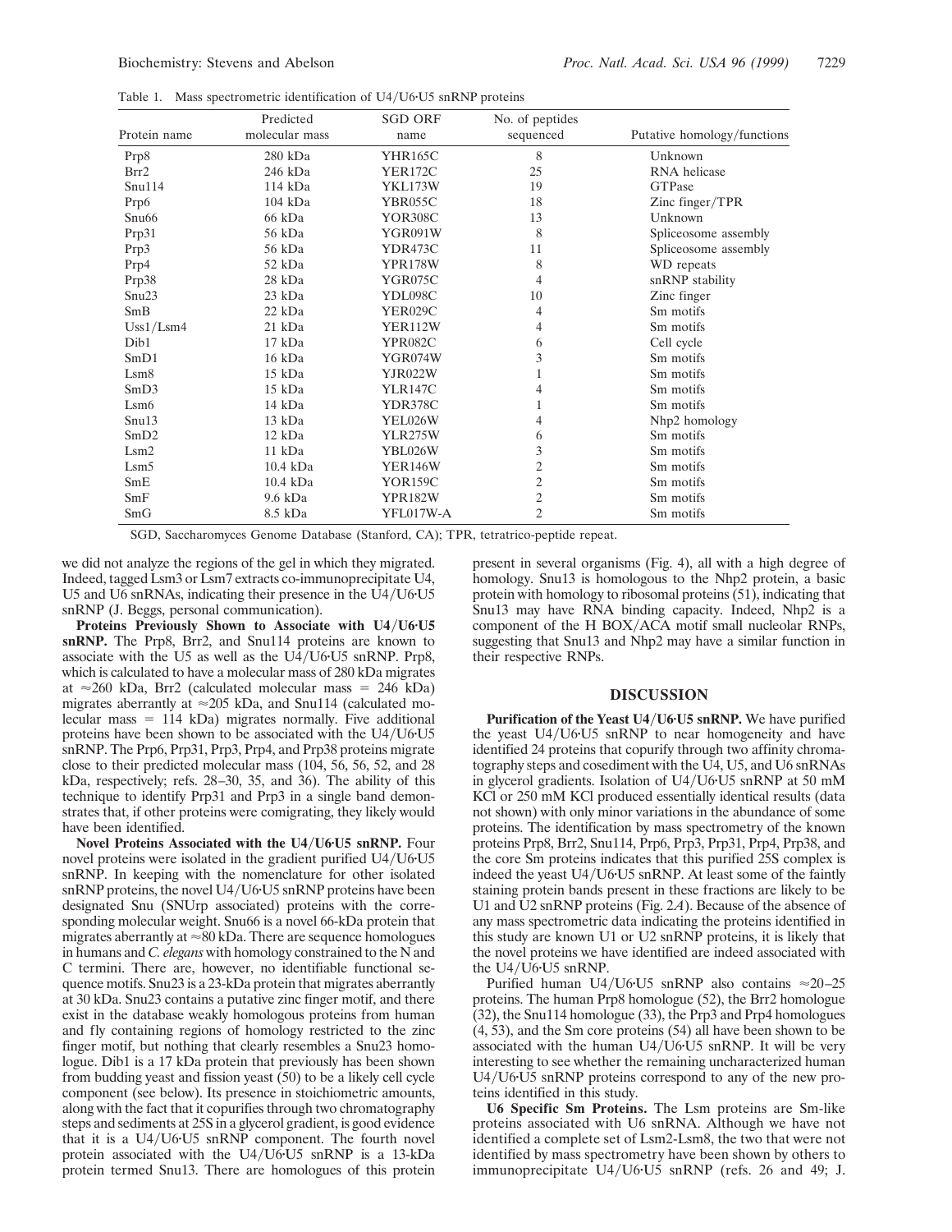Table 1. Mass spectrometric identification of U4/U6·U5 snRNP proteins

| Protein name | Predicted molecular mass | SGD ORF name | No. of peptides sequenced | Putative homology/functions |
|---|---|---|---|---|
| Prp8 | 280 kDa | YHR165C | 8 | Unknown |
| Brr2 | 246 kDa | YER172C | 25 | RNA helicase |
| Snu114 | 114 kDa | YKL173W | 19 | GTPase |
| Prp6 | 104 kDa | YBR055C | 18 | Zinc finger/TPR |
| Snu66 | 66 kDa | YOR308C | 13 | Unknown |
| Prp31 | 56 kDa | YGR091W | 8 | Spliceosome assembly |
| Prp3 | 56 kDa | YDR473C | 11 | Spliceosome assembly |
| Prp4 | 52 kDa | YPR178W | 8 | WD repeats |
| Prp38 | 28 kDa | YGR075C | 4 | snRNP stability |
| Snu23 | 23 kDa | YDL098C | 10 | Zinc finger |
| SmB | 22 kDa | YER029C | 4 | Sm motifs |
| Uss1/Lsm4 | 21 kDa | YER112W | 4 | Sm motifs |
| Dib1 | 17 kDa | YPR082C | 6 | Cell cycle |
| SmD1 | 16 kDa | YGR074W | 3 | Sm motifs |
| Lsm8 | 15 kDa | YJR022W | 1 | Sm motifs |
| SmD3 | 15 kDa | YLR147C | 4 | Sm motifs |
| Lsm6 | 14 kDa | YDR378C | 1 | Sm motifs |
| Snu13 | 13 kDa | YEL026W | 4 | Nhp2 homology |
| SmD2 | 12 kDa | YLR275W | 6 | Sm motifs |
| Lsm2 | 11 kDa | YBL026W | 3 | Sm motifs |
| Lsm5 | 10.4 kDa | YER146W | 2 | Sm motifs |
| SmE | 10.4 kDa | YOR159C | 2 | Sm motifs |
| SmF | 9.6 kDa | YPR182W | 2 | Sm motifs |
| SmG | 8.5 kDa | YFL017W-A | 2 | Sm motifs |

SGD, Saccharomyces Genome Database (Stanford, CA); TPR, tetratrico-peptide repeat.

we did not analyze the regions of the gel in which they migrated. Indeed, tagged Lsm3 or Lsm7 extracts co-immunoprecipitate U4, U5 and U6 snRNAs, indicating their presence in the U4/U6·U5 snRNP (J. Beggs, personal communication).

**Proteins Previously Shown to Associate with U4/U6·U5 snRNP.** The Prp8, Brr2, and Snu114 proteins are known to associate with the U5 as well as the U4/U6·U5 snRNP. Prp8, which is calculated to have a molecular mass of 280 kDa migrates at ≈260 kDa, Brr2 (calculated molecular mass = 246 kDa) migrates aberrantly at ≈205 kDa, and Snu114 (calculated molecular mass = 114 kDa) migrates normally. Five additional proteins have been shown to be associated with the U4/U6·U5 snRNP. The Prp6, Prp31, Prp3, Prp4, and Prp38 proteins migrate close to their predicted molecular mass (104, 56, 56, 52, and 28 kDa, respectively; refs. 28–30, 35, and 36). The ability of this technique to identify Prp31 and Prp3 in a single band demonstrates that, if other proteins were comigrating, they likely would have been identified.

**Novel Proteins Associated with the U4/U6·U5 snRNP.** Four novel proteins were isolated in the gradient purified U4/U6·U5 snRNP. In keeping with the nomenclature for other isolated snRNP proteins, the novel U4/U6·U5 snRNP proteins have been designated Snu (SNUrp associated) proteins with the corresponding molecular weight. Snu66 is a novel 66-kDa protein that migrates aberrantly at ≈80 kDa. There are sequence homologues in humans and *C. elegans* with homology constrained to the N and C termini. There are, however, no identifiable functional sequence motifs. Snu23 is a 23-kDa protein that migrates aberrantly at 30 kDa. Snu23 contains a putative zinc finger motif, and there exist in the database weakly homologous proteins from human and fly containing regions of homology restricted to the zinc finger motif, but nothing that clearly resembles a Snu23 homologue. Dib1 is a 17 kDa protein that previously has been shown from budding yeast and fission yeast (50) to be a likely cell cycle component (see below). Its presence in stoichiometric amounts, along with the fact that it copurifies through two chromatography steps and sediments at 25S in a glycerol gradient, is good evidence that it is a U4/U6·U5 snRNP component. The fourth novel protein associated with the U4/U6·U5 snRNP is a 13-kDa protein termed Snu13. There are homologues of this protein present in several organisms (Fig. 4), all with a high degree of homology. Snu13 is homologous to the Nhp2 protein, a basic protein with homology to ribosomal proteins (51), indicating that Snu13 may have RNA binding capacity. Indeed, Nhp2 is a component of the H BOX/ACA motif small nucleolar RNPs, suggesting that Snu13 and Nhp2 may have a similar function in their respective RNPs.

## DISCUSSION

**Purification of the Yeast U4/U6·U5 snRNP.** We have purified the yeast U4/U6·U5 snRNP to near homogeneity and have identified 24 proteins that copurify through two affinity chromatography steps and cosediment with the U4, U5, and U6 snRNAs in glycerol gradients. Isolation of U4/U6·U5 snRNP at 50 mM KCl or 250 mM KCl produced essentially identical results (data not shown) with only minor variations in the abundance of some proteins. The identification by mass spectrometry of the known proteins Prp8, Brr2, Snu114, Prp6, Prp3, Prp31, Prp4, Prp38, and the core Sm proteins indicates that this purified 25S complex is indeed the yeast U4/U6·U5 snRNP. At least some of the faintly staining protein bands present in these fractions are likely to be U1 and U2 snRNP proteins (Fig. 2*A*). Because of the absence of any mass spectrometric data indicating the proteins identified in this study are known U1 or U2 snRNP proteins, it is likely that the novel proteins we have identified are indeed associated with the U4/U6·U5 snRNP.

Purified human U4/U6·U5 snRNP also contains ≈20–25 proteins. The human Prp8 homologue (52), the Brr2 homologue (32), the Snu114 homologue (33), the Prp3 and Prp4 homologues (4, 53), and the Sm core proteins (54) all have been shown to be associated with the human U4/U6·U5 snRNP. It will be very interesting to see whether the remaining uncharacterized human U4/U6·U5 snRNP proteins correspond to any of the new proteins identified in this study.

**U6 Specific Sm Proteins.** The Lsm proteins are Sm-like proteins associated with U6 snRNA. Although we have not identified a complete set of Lsm2-Lsm8, the two that were not identified by mass spectrometry have been shown by others to immunoprecipitate U4/U6·U5 snRNP (refs. 26 and 49; J.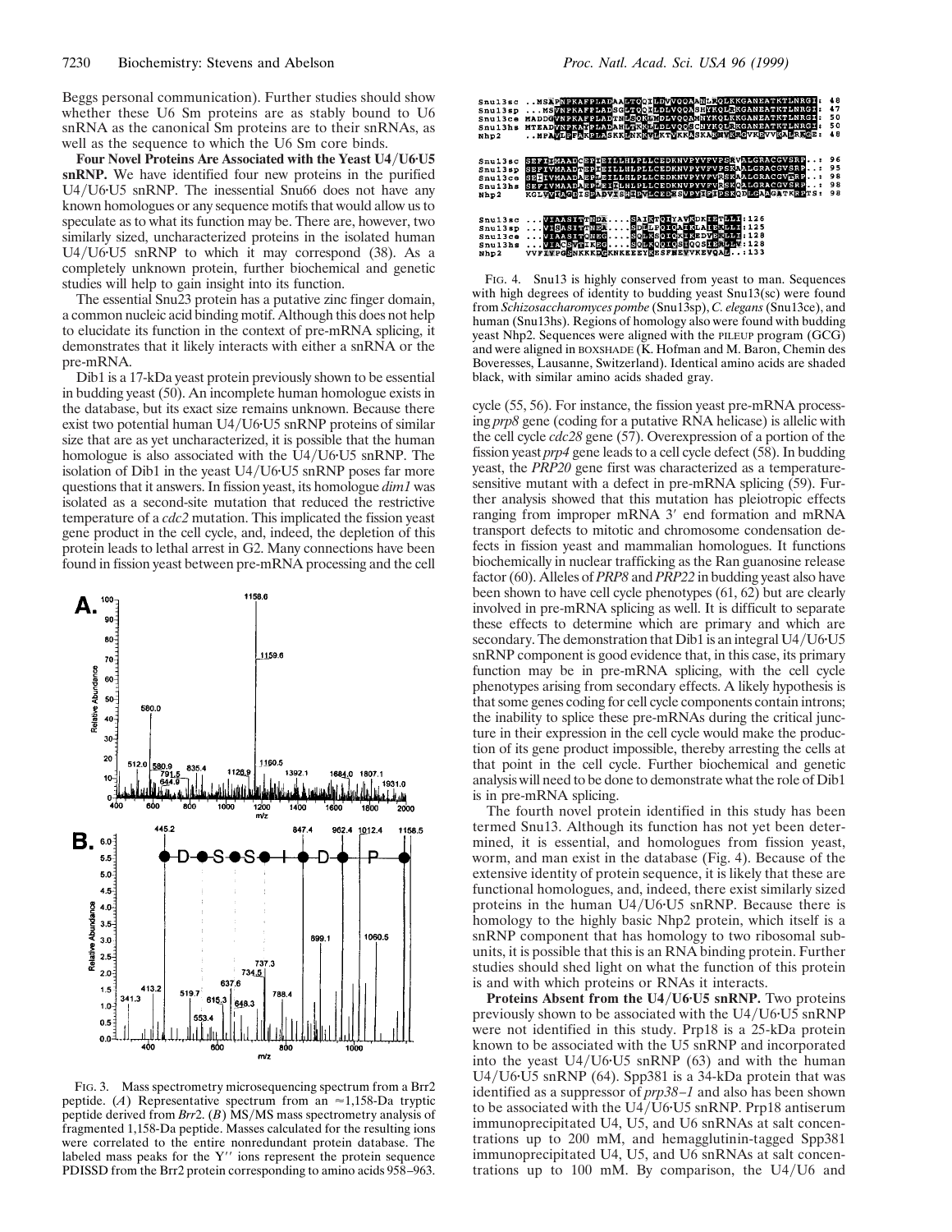Beggs personal communication). Further studies should show whether these U6 Sm proteins are as stably bound to U6 snRNA as the canonical Sm proteins are to their snRNAs, as well as the sequence to which the U6 Sm core binds.

**Four Novel Proteins Are Associated with the Yeast U4/U6·U5 snRNP.** We have identified four new proteins in the purified U4/U6·U5 snRNP. The inessential Snu66 does not have any known homologues or any sequence motifs that would allow us to speculate as to what its function may be. There are, however, two similarly sized, uncharacterized proteins in the isolated human U4/U6·U5 snRNP to which it may correspond (38). As a completely unknown protein, further biochemical and genetic studies will help to gain insight into its function.

The essential Snu23 protein has a putative zinc finger domain, a common nucleic acid binding motif. Although this does not help to elucidate its function in the context of pre-mRNA splicing, it demonstrates that it likely interacts with either a snRNA or the pre-mRNA.

Dib1 is a 17-kDa yeast protein previously shown to be essential in budding yeast (50). An incomplete human homologue exists in the database, but its exact size remains unknown. Because there exist two potential human U4/U6·U5 snRNP proteins of similar size that are as yet uncharacterized, it is possible that the human homologue is also associated with the U4/U6·U5 snRNP. The isolation of Dib1 in the yeast U4/U6·U5 snRNP poses far more questions that it answers. In fission yeast, its homologue *dim1* was isolated as a second-site mutation that reduced the restrictive temperature of a *cdc2* mutation. This implicated the fission yeast gene product in the cell cycle, and, indeed, the depletion of this protein leads to lethal arrest in G2. Many connections have been found in fission yeast between pre-mRNA processing and the cell cycle (55, 56). For instance, the fission yeast pre-mRNA processing *prp8* gene (coding for a putative RNA helicase) is allelic with the cell cycle *cdc28* gene (57). Overexpression of a portion of the fission yeast *prp4* gene leads to a cell cycle defect (58). In budding yeast, the *PRP20* gene first was characterized as a temperature-sensitive mutant with a defect in pre-mRNA splicing (59). Further analysis showed that this mutation has pleiotropic effects ranging from improper mRNA 3′ end formation and mRNA transport defects to mitotic and chromosome condensation defects in fission yeast and mammalian homologues. It functions biochemically in nuclear trafficking as the Ran guanosine release factor (60). Alleles of *PRP8* and *PRP22* in budding yeast also have been shown to have cell cycle phenotypes (61, 62) but are clearly involved in pre-mRNA splicing as well. It is difficult to separate these effects to determine which are primary and which are secondary. The demonstration that Dib1 is an integral U4/U6·U5 snRNP component is good evidence that, in this case, its primary function may be in pre-mRNA splicing, with the cell cycle phenotypes arising from secondary effects. A likely hypothesis is that some genes coding for cell cycle components contain introns; the inability to splice these pre-mRNAs during the critical juncture in their expression in the cell cycle would make the production of its gene product impossible, thereby arresting the cells at that point in the cell cycle. Further biochemical and genetic analysis will need to be done to demonstrate what the role of Dib1 is in pre-mRNA splicing.

FIG. 3. Mass spectrometry microsequencing spectrum from a Brr2 peptide. (*A*) Representative spectrum from an ≈1,158-Da tryptic peptide derived from *Brr2*. (*B*) MS/MS mass spectrometry analysis of fragmented 1,158-Da peptide. Masses calculated for the resulting ions were correlated to the entire nonredundant protein database. The labeled mass peaks for the Y′′ ions represent the protein sequence PDISSD from the Brr2 protein corresponding to amino acids 958–963.

FIG. 4. Snu13 is highly conserved from yeast to man. Sequences with high degrees of identity to budding yeast Snu13(sc) were found from *Schizosaccharomyces pombe* (Snu13sp), *C. elegans* (Snu13ce), and human (Snu13hs). Regions of homology also were found with budding yeast Nhp2. Sequences were aligned with the PILEUP program (GCG) and were aligned in BOXSHADE (K. Hofman and M. Baron, Chemin des Boveresses, Lausanne, Switzerland). Identical amino acids are shaded black, with similar amino acids shaded gray.

The fourth novel protein identified in this study has been termed Snu13. Although its function has not yet been determined, it is essential, and homologues from fission yeast, worm, and man exist in the database (Fig. 4). Because of the extensive identity of protein sequence, it is likely that these are functional homologues, and, indeed, there exist similarly sized proteins in the human U4/U6·U5 snRNP. Because there is homology to the highly basic Nhp2 protein, which itself is a snRNP component that has homology to two ribosomal subunits, it is possible that this is an RNA binding protein. Further studies should shed light on what the function of this protein is and with which proteins or RNAs it interacts.

**Proteins Absent from the U4/U6·U5 snRNP.** Two proteins previously shown to be associated with the U4/U6·U5 snRNP were not identified in this study. Prp18 is a 25-kDa protein known to be associated with the U5 snRNP and incorporated into the yeast U4/U6·U5 snRNP (63) and with the human U4/U6·U5 snRNP (64). Spp381 is a 34-kDa protein that was identified as a suppressor of *prp38–1* and also has been shown to be associated with the U4/U6·U5 snRNP. Prp18 antiserum immunoprecipitated U4, U5, and U6 snRNAs at salt concentrations up to 200 mM, and hemagglutinin-tagged Spp381 immunoprecipitated U4, U5, and U6 snRNAs at salt concentrations up to 100 mM. By comparison, the U4/U6 and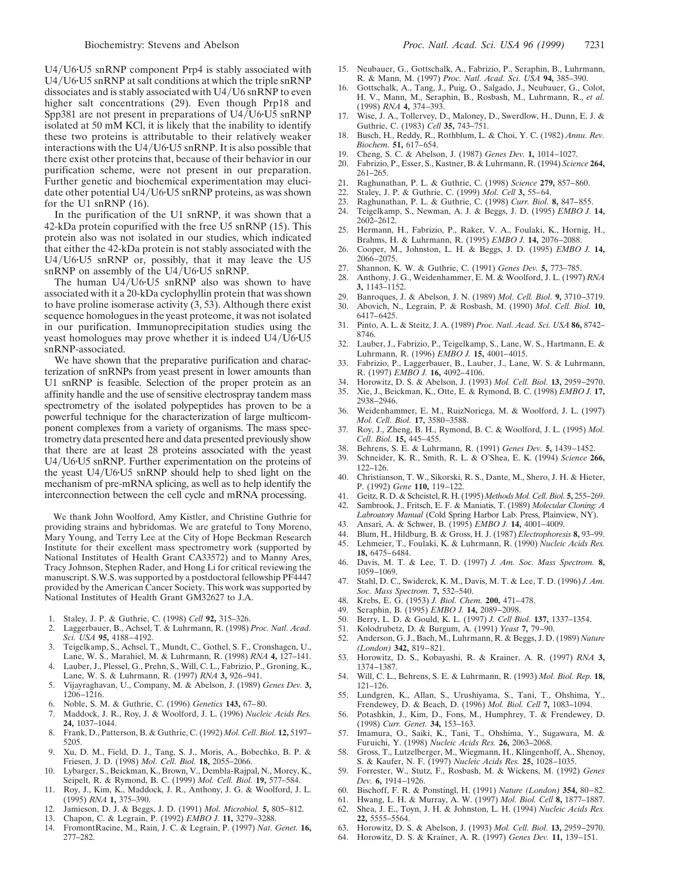U4/U6·U5 snRNP component Prp4 is stably associated with U4/U6·U5 snRNP at salt conditions at which the triple snRNP dissociates and is stably associated with U4/U6 snRNP to even higher salt concentrations (29). Even though Prp18 and Spp381 are not present in preparations of U4/U6·U5 snRNP isolated at 50 mM KCl, it is likely that the inability to identify these two proteins is attributable to their relatively weaker interactions with the U4/U6·U5 snRNP. It is also possible that there exist other proteins that, because of their behavior in our purification scheme, were not present in our preparation. Further genetic and biochemical experimentation may elucidate other potential U4/U6·U5 snRNP proteins, as was shown for the U1 snRNP (16).

In the purification of the U1 snRNP, it was shown that a 42-kDa protein copurified with the free U5 snRNP (15). This protein also was not isolated in our studies, which indicated that either the 42-kDa protein is not stably associated with the U4/U6·U5 snRNP or, possibly, that it may leave the U5 snRNP on assembly of the U4/U6·U5 snRNP.

The human U4/U6·U5 snRNP also was shown to have associated with it a 20-kDa cyclophyllin protein that was shown to have proline isomerase activity (3, 53). Although there exist sequence homologues in the yeast proteome, it was not isolated in our purification. Immunoprecipitation studies using the yeast homologues may prove whether it is indeed U4/U6·U5 snRNP-associated.

We have shown that the preparative purification and characterization of snRNPs from yeast present in lower amounts than U1 snRNP is feasible. Selection of the proper protein as an affinity handle and the use of sensitive electrospray tandem mass spectrometry of the isolated polypeptides has proven to be a powerful technique for the characterization of large multicomponent complexes from a variety of organisms. The mass spectrometry data presented here and data presented previously show that there are at least 28 proteins associated with the yeast U4/U6·U5 snRNP. Further experimentation on the proteins of the yeast U4/U6·U5 snRNP should help to shed light on the mechanism of pre-mRNA splicing, as well as to help identify the interconnection between the cell cycle and mRNA processing.

We thank John Woolford, Amy Kistler, and Christine Guthrie for providing strains and hybridomas. We are grateful to Tony Moreno, Mary Young, and Terry Lee at the City of Hope Beckman Research Institute for their excellent mass spectrometry work (supported by National Institutes of Health Grant CA33572) and to Manny Ares, Tracy Johnson, Stephen Rader, and Hong Li for critical reviewing the manuscript. S.W.S. was supported by a postdoctoral fellowship PF4447 provided by the American Cancer Society. This work was supported by National Institutes of Health Grant GM32627 to J.A.

1. Staley, J. P. & Guthrie, C. (1998) *Cell* **92,** 315–326.
2. Laggerbauer, B., Achsel, T. & Luhrmann, R. (1998) *Proc. Natl. Acad. Sci. USA* **95,** 4188–4192.
3. Teigelkamp, S., Achsel, T., Mundt, C., Gothel, S. F., Cronshagen, U., Lane, W. S., Marahiel, M. & Luhrmann, R. (1998) *RNA* **4,** 127–141.
4. Lauber, J., Plessel, G., Prehn, S., Will, C. L., Fabrizio, P., Groning, K., Lane, W. S. & Luhrmann, R. (1997) *RNA* **3,** 926–941.
5. Vijayraghavan, U., Company, M. & Abelson, J. (1989) *Genes Dev.* **3,** 1206–1216.
6. Noble, S. M. & Guthrie, C. (1996) *Genetics* **143,** 67–80.
7. Maddock, J. R., Roy, J. & Woolford, J. L. (1996) *Nucleic Acids Res.* **24,** 1037–1044.
8. Frank, D., Patterson, B. & Guthrie, C. (1992) *Mol. Cell. Biol.* **12,** 5197–5205.
9. Xu, D. M., Field, D. J., Tang, S. J., Moris, A., Bobechko, B. P. & Friesen, J. D. (1998) *Mol. Cell. Biol.* **18,** 2055–2066.
10. Lybarger, S., Beickman, K., Brown, V., Dembla-Rajpal, N., Morey, K., Seipelt, R. & Rymond, B. C. (1999) *Mol. Cell. Biol.* **19,** 577–584.
11. Roy, J., Kim, K., Maddock, J. R., Anthony, J. G. & Woolford, J. L. (1995) *RNA* **1,** 375–390.
12. Jamieson, D. J. & Beggs, J. D. (1991) *Mol. Microbiol.* **5,** 805–812.
13. Chapon, C. & Legrain, P. (1992) *EMBO J.* **11,** 3279–3288.
14. FromontRacine, M., Rain, J. C. & Legrain, P. (1997) *Nat. Genet.* **16,** 277–282.
15. Neubauer, G., Gottschalk, A., Fabrizio, P., Seraphin, B., Luhrmann, R. & Mann, M. (1997) *Proc. Natl. Acad. Sci. USA* **94,** 385–390.
16. Gottschalk, A., Tang, J., Puig, O., Salgado, J., Neubauer, G., Colot, H. V., Mann, M., Seraphin, B., Rosbash, M., Luhrmann, R., *et al.* (1998) *RNA* **4,** 374–393.
17. Wise, J. A., Tollervey, D., Maloney, D., Swerdlow, H., Dunn, E. J. & Guthrie, C. (1983) *Cell* **35,** 743–751.
18. Busch, H., Reddy, R., Rothblum, L. & Choi, Y. C. (1982) *Annu. Rev. Biochem.* **51,** 617–654.
19. Cheng, S. C. & Abelson, J. (1987) *Genes Dev.* **1,** 1014–1027.
20. Fabrizio, P., Esser, S., Kastner, B. & Luhrmann, R. (1994) *Science* **264,** 261–265.
21. Raghunathan, P. L. & Guthrie, C. (1998) *Science* **279,** 857–860.
22. Staley, J. P. & Guthrie, C. (1999) *Mol. Cell* **3,** 55–64.
23. Raghunathan, P. L. & Guthrie, C. (1998) *Curr. Biol.* **8,** 847–855.
24. Teigelkamp, S., Newman, A. J. & Beggs, J. D. (1995) *EMBO J.* **14,** 2602–2612.
25. Hermann, H., Fabrizio, P., Raker, V. A., Foulaki, K., Hornig, H., Brahms, H. & Luhrmann, R. (1995) *EMBO J.* **14,** 2076–2088.
26. Cooper, M., Johnston, L. H. & Beggs, J. D. (1995) *EMBO J.* **14,** 2066–2075.
27. Shannon, K. W. & Guthrie, C. (1991) *Genes Dev.* **5,** 773–785.
28. Anthony, J. G., Weidenhammer, E. M. & Woolford, J. L. (1997) *RNA* **3,** 1143–1152.
29. Banroques, J. & Abelson, J. N. (1989) *Mol. Cell. Biol.* **9,** 3710–3719.
30. Abovich, N., Legrain, P. & Rosbash, M. (1990) *Mol. Cell. Biol.* **10,** 6417–6425.
31. Pinto, A. L. & Steitz, J. A. (1989) *Proc. Natl. Acad. Sci. USA* **86,** 8742–8746.
32. Lauber, J., Fabrizio, P., Teigelkamp, S., Lane, W. S., Hartmann, E. & Luhrmann, R. (1996) *EMBO J.* **15,** 4001–4015.
33. Fabrizio, P., Laggerbauer, B., Lauber, J., Lane, W. S. & Luhrmann, R. (1997) *EMBO J.* **16,** 4092–4106.
34. Horowitz, D. S. & Abelson, J. (1993) *Mol. Cell. Biol.* **13,** 2959–2970.
35. Xie, J., Beickman, K., Otte, E. & Rymond, B. C. (1998) *EMBO J.* **17,** 2938–2946.
36. Weidenhammer, E. M., RuizNoriega, M. & Woolford, J. L. (1997) *Mol. Cell. Biol.* **17,** 3580–3588.
37. Roy, J., Zheng, B. H., Rymond, B. C. & Woolford, J. L. (1995) *Mol. Cell. Biol.* **15,** 445–455.
38. Behrens, S. E. & Luhrmann, R. (1991) *Genes Dev.* **5,** 1439–1452.
39. Schneider, K. R., Smith, R. L. & O'Shea, E. K. (1994) *Science* **266,** 122–126.
40. Christianson, T. W., Sikorski, R. S., Dante, M., Shero, J. H. & Hieter, P. (1992) *Gene* **110,** 119–122.
41. Geitz, R. D. & Scheistel, R. H. (1995) *Methods Mol. Cell. Biol.* **5,** 255–269.
42. Sambrook, J., Fritsch, E. F. & Maniatis, T. (1989) *Molecular Cloning: A Labroatory Manual* (Cold Spring Harbor Lab. Press, Plainview, NY).
43. Ansari, A. & Schwer, B. (1995) *EMBO J.* **14,** 4001–4009.
44. Blum, H., Hildburg, B. & Gross, H. J. (1987) *Electrophoresis* **8,** 93–99.
45. Lehmeier, T., Foulaki, K. & Luhrmann, R. (1990) *Nucleic Acids Res.* **18,** 6475–6484.
46. Davis, M. T. & Lee, T. D. (1997) *J. Am. Soc. Mass Spectrom.* **8,** 1059–1069.
47. Stahl, D. C., Swiderek, K. M., Davis, M. T. & Lee, T. D. (1996) *J. Am. Soc. Mass Spectrom.* **7,** 532–540.
48. Krebs, E. G. (1953) *J. Biol. Chem.* **200,** 471–478.
49. Seraphin, B. (1995) *EMBO J.* **14,** 2089–2098.
50. Berry, L. D. & Gould, K. L. (1997) *J. Cell Biol.* **137,** 1337–1354.
51. Kolodrubetz, D. & Burgum, A. (1991) *Yeast* **7,** 79–90.
52. Anderson, G. J., Bach, M., Luhrmann, R. & Beggs, J. D. (1989) *Nature (London)* **342,** 819–821.
53. Horowitz, D. S., Kobayashi, R. & Krainer, A. R. (1997) *RNA* **3,** 1374–1387.
54. Will, C. L., Behrens, S. E. & Luhrmann, R. (1993) *Mol. Biol. Rep.* **18,** 121–126.
55. Lundgren, K., Allan, S., Urushiyama, S., Tani, T., Ohshima, Y., Frendewey, D. & Beach, D. (1996) *Mol. Biol. Cell* **7,** 1083–1094.
56. Potashkin, J., Kim, D., Fons, M., Humphrey, T. & Frendewey, D. (1998) *Curr. Genet.* **34,** 153–163.
57. Imamura, O., Saiki, K., Tani, T., Ohshima, Y., Sugawara, M. & Furuichi, Y. (1998) *Nucleic Acids Res.* **26,** 2063–2068.
58. Gross, T., Lutzelberger, M., Wiegmann, H., Klingenhoff, A., Shenoy, S. & Kaufer, N. F. (1997) *Nucleic Acids Res.* **25,** 1028–1035.
59. Forrester, W., Stutz, F., Rosbash, M. & Wickens, M. (1992) *Genes Dev.* **6,** 1914–1926.
60. Bischoff, F. R. & Ponstingl, H. (1991) *Nature (London)* **354,** 80–82.
61. Hwang, L. H. & Murray, A. W. (1997) *Mol. Biol. Cell* **8,** 1877–1887.
62. Shea, J. E., Toyn, J. H. & Johnston, L. H. (1994) *Nucleic Acids Res.* **22,** 5555–5564.
63. Horowitz, D. S. & Abelson, J. (1993) *Mol. Cell. Biol.* **13,** 2959–2970.
64. Horowitz, D. S. & Krainer, A. R. (1997) *Genes Dev.* **11,** 139–151.